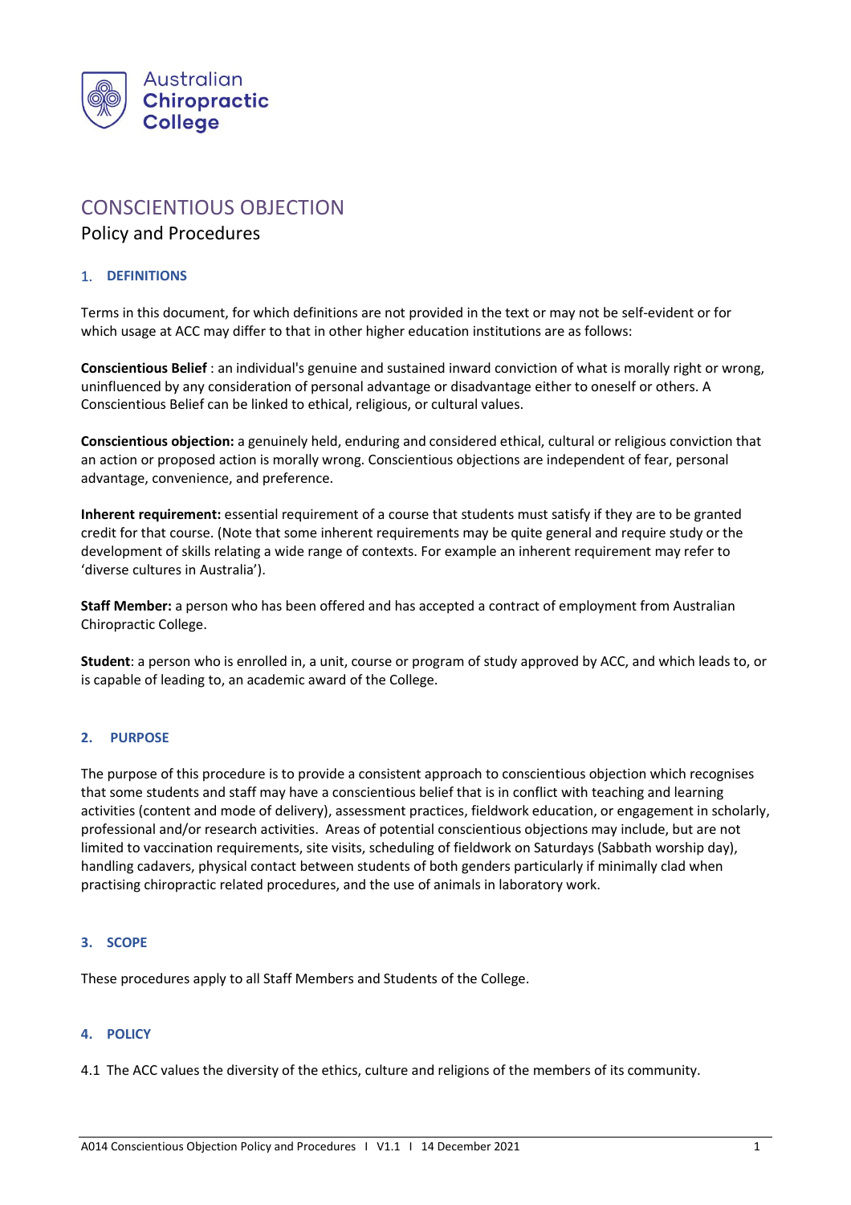Australian Chiropractic College

# CONSCIENTIOUS OBJECTION

Policy and Procedures

## 1. DEFINITIONS

Terms in this document, for which definitions are not provided in the text or may not be self-evident or for which usage at ACC may differ to that in other higher education institutions are as follows:

**Conscientious Belief** : an individual's genuine and sustained inward conviction of what is morally right or wrong, uninfluenced by any consideration of personal advantage or disadvantage either to oneself or others. A Conscientious Belief can be linked to ethical, religious, or cultural values.

**Conscientious objection:** a genuinely held, enduring and considered ethical, cultural or religious conviction that an action or proposed action is morally wrong. Conscientious objections are independent of fear, personal advantage, convenience, and preference.

**Inherent requirement:** essential requirement of a course that students must satisfy if they are to be granted credit for that course. (Note that some inherent requirements may be quite general and require study or the development of skills relating a wide range of contexts. For example an inherent requirement may refer to 'diverse cultures in Australia').

**Staff Member:** a person who has been offered and has accepted a contract of employment from Australian Chiropractic College.

**Student**: a person who is enrolled in, a unit, course or program of study approved by ACC, and which leads to, or is capable of leading to, an academic award of the College.

## 2. PURPOSE

The purpose of this procedure is to provide a consistent approach to conscientious objection which recognises that some students and staff may have a conscientious belief that is in conflict with teaching and learning activities (content and mode of delivery), assessment practices, fieldwork education, or engagement in scholarly, professional and/or research activities. Areas of potential conscientious objections may include, but are not limited to vaccination requirements, site visits, scheduling of fieldwork on Saturdays (Sabbath worship day), handling cadavers, physical contact between students of both genders particularly if minimally clad when practising chiropractic related procedures, and the use of animals in laboratory work.

## 3. SCOPE

These procedures apply to all Staff Members and Students of the College.

## 4. POLICY

4.1 The ACC values the diversity of the ethics, culture and religions of the members of its community.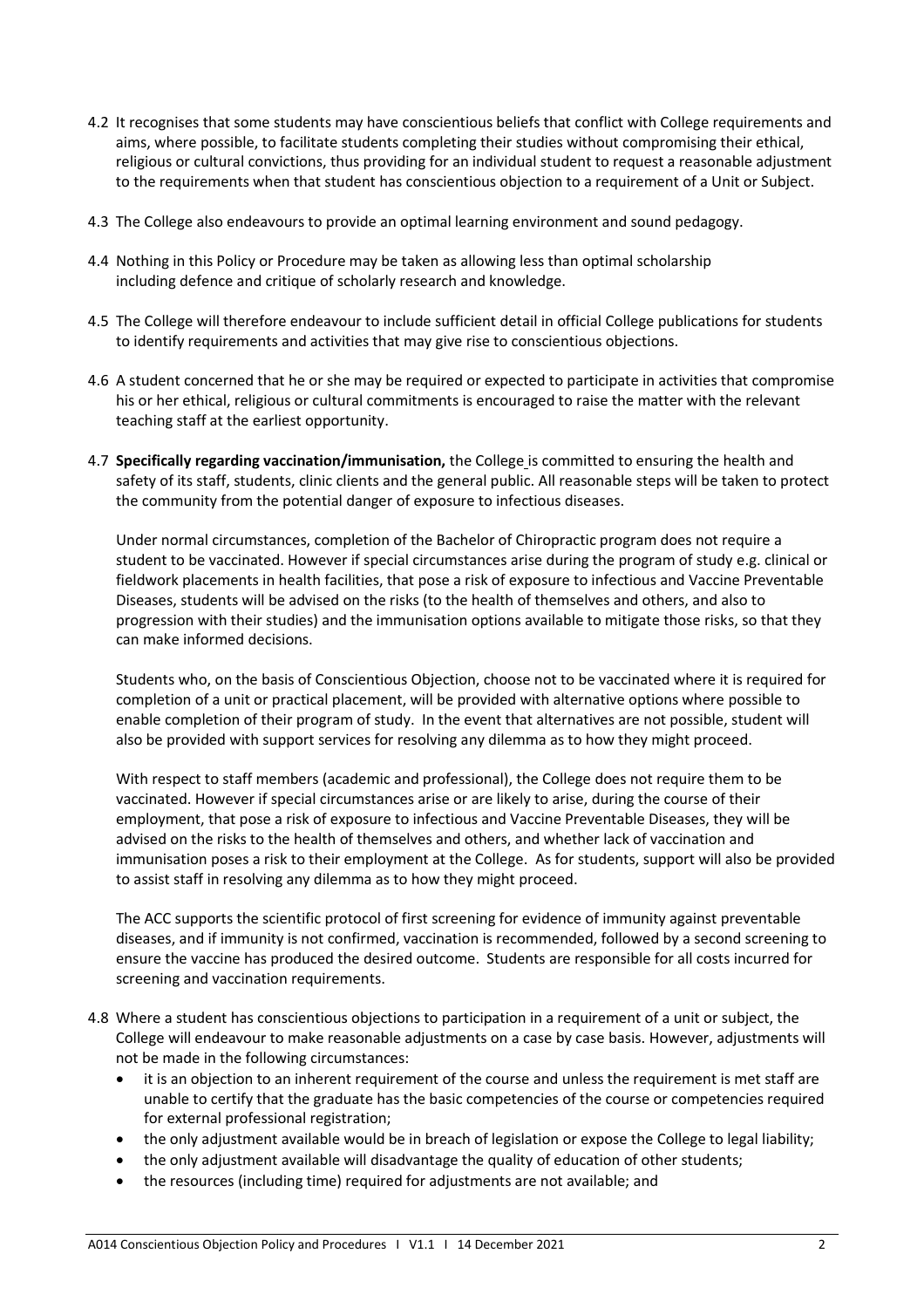4.2 It recognises that some students may have conscientious beliefs that conflict with College requirements and aims, where possible, to facilitate students completing their studies without compromising their ethical, religious or cultural convictions, thus providing for an individual student to request a reasonable adjustment to the requirements when that student has conscientious objection to a requirement of a Unit or Subject.

4.3 The College also endeavours to provide an optimal learning environment and sound pedagogy.

4.4 Nothing in this Policy or Procedure may be taken as allowing less than optimal scholarship including defence and critique of scholarly research and knowledge.

4.5 The College will therefore endeavour to include sufficient detail in official College publications for students to identify requirements and activities that may give rise to conscientious objections.

4.6 A student concerned that he or she may be required or expected to participate in activities that compromise his or her ethical, religious or cultural commitments is encouraged to raise the matter with the relevant teaching staff at the earliest opportunity.

4.7 **Specifically regarding vaccination/immunisation,** the College is committed to ensuring the health and safety of its staff, students, clinic clients and the general public. All reasonable steps will be taken to protect the community from the potential danger of exposure to infectious diseases.

Under normal circumstances, completion of the Bachelor of Chiropractic program does not require a student to be vaccinated. However if special circumstances arise during the program of study e.g. clinical or fieldwork placements in health facilities, that pose a risk of exposure to infectious and Vaccine Preventable Diseases, students will be advised on the risks (to the health of themselves and others, and also to progression with their studies) and the immunisation options available to mitigate those risks, so that they can make informed decisions.

Students who, on the basis of Conscientious Objection, choose not to be vaccinated where it is required for completion of a unit or practical placement, will be provided with alternative options where possible to enable completion of their program of study. In the event that alternatives are not possible, student will also be provided with support services for resolving any dilemma as to how they might proceed.

With respect to staff members (academic and professional), the College does not require them to be vaccinated. However if special circumstances arise or are likely to arise, during the course of their employment, that pose a risk of exposure to infectious and Vaccine Preventable Diseases, they will be advised on the risks to the health of themselves and others, and whether lack of vaccination and immunisation poses a risk to their employment at the College. As for students, support will also be provided to assist staff in resolving any dilemma as to how they might proceed.

The ACC supports the scientific protocol of first screening for evidence of immunity against preventable diseases, and if immunity is not confirmed, vaccination is recommended, followed by a second screening to ensure the vaccine has produced the desired outcome. Students are responsible for all costs incurred for screening and vaccination requirements.

4.8 Where a student has conscientious objections to participation in a requirement of a unit or subject, the College will endeavour to make reasonable adjustments on a case by case basis. However, adjustments will not be made in the following circumstances:

- it is an objection to an inherent requirement of the course and unless the requirement is met staff are unable to certify that the graduate has the basic competencies of the course or competencies required for external professional registration;
- the only adjustment available would be in breach of legislation or expose the College to legal liability;
- the only adjustment available will disadvantage the quality of education of other students;
- the resources (including time) required for adjustments are not available; and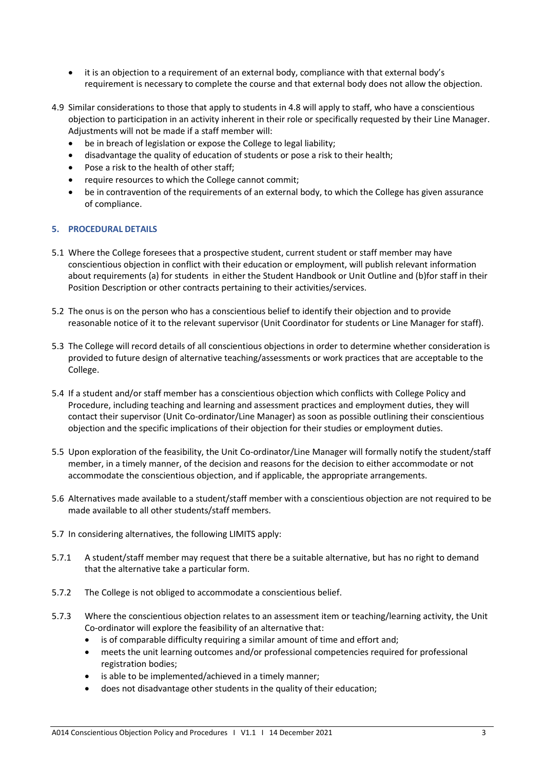- it is an objection to a requirement of an external body, compliance with that external body's requirement is necessary to complete the course and that external body does not allow the objection.

4.9 Similar considerations to those that apply to students in 4.8 will apply to staff, who have a conscientious objection to participation in an activity inherent in their role or specifically requested by their Line Manager. Adjustments will not be made if a staff member will:

- be in breach of legislation or expose the College to legal liability;
- disadvantage the quality of education of students or pose a risk to their health;
- Pose a risk to the health of other staff;
- require resources to which the College cannot commit;
- be in contravention of the requirements of an external body, to which the College has given assurance of compliance.

## 5. PROCEDURAL DETAILS

5.1 Where the College foresees that a prospective student, current student or staff member may have conscientious objection in conflict with their education or employment, will publish relevant information about requirements (a) for students in either the Student Handbook or Unit Outline and (b)for staff in their Position Description or other contracts pertaining to their activities/services.

5.2 The onus is on the person who has a conscientious belief to identify their objection and to provide reasonable notice of it to the relevant supervisor (Unit Coordinator for students or Line Manager for staff).

5.3 The College will record details of all conscientious objections in order to determine whether consideration is provided to future design of alternative teaching/assessments or work practices that are acceptable to the College.

5.4 If a student and/or staff member has a conscientious objection which conflicts with College Policy and Procedure, including teaching and learning and assessment practices and employment duties, they will contact their supervisor (Unit Co-ordinator/Line Manager) as soon as possible outlining their conscientious objection and the specific implications of their objection for their studies or employment duties.

5.5 Upon exploration of the feasibility, the Unit Co-ordinator/Line Manager will formally notify the student/staff member, in a timely manner, of the decision and reasons for the decision to either accommodate or not accommodate the conscientious objection, and if applicable, the appropriate arrangements.

5.6 Alternatives made available to a student/staff member with a conscientious objection are not required to be made available to all other students/staff members.

5.7 In considering alternatives, the following LIMITS apply:

5.7.1 A student/staff member may request that there be a suitable alternative, but has no right to demand that the alternative take a particular form.

5.7.2 The College is not obliged to accommodate a conscientious belief.

5.7.3 Where the conscientious objection relates to an assessment item or teaching/learning activity, the Unit Co-ordinator will explore the feasibility of an alternative that:

- is of comparable difficulty requiring a similar amount of time and effort and;
- meets the unit learning outcomes and/or professional competencies required for professional registration bodies;
- is able to be implemented/achieved in a timely manner;
- does not disadvantage other students in the quality of their education;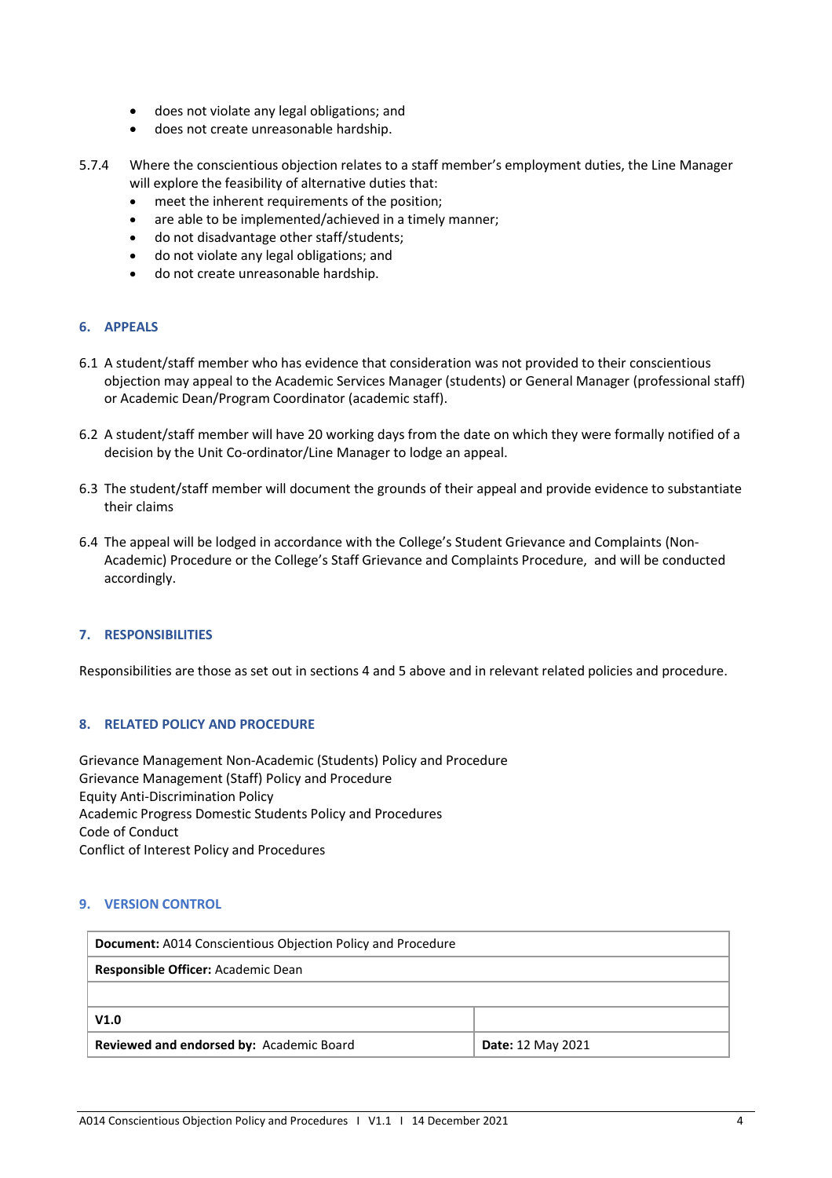- does not violate any legal obligations; and
- does not create unreasonable hardship.

5.7.4 Where the conscientious objection relates to a staff member's employment duties, the Line Manager will explore the feasibility of alternative duties that:

- meet the inherent requirements of the position;
- are able to be implemented/achieved in a timely manner;
- do not disadvantage other staff/students;
- do not violate any legal obligations; and
- do not create unreasonable hardship.

## 6. APPEALS

6.1 A student/staff member who has evidence that consideration was not provided to their conscientious objection may appeal to the Academic Services Manager (students) or General Manager (professional staff) or Academic Dean/Program Coordinator (academic staff).

6.2 A student/staff member will have 20 working days from the date on which they were formally notified of a decision by the Unit Co-ordinator/Line Manager to lodge an appeal.

6.3 The student/staff member will document the grounds of their appeal and provide evidence to substantiate their claims

6.4 The appeal will be lodged in accordance with the College's Student Grievance and Complaints (Non-Academic) Procedure or the College's Staff Grievance and Complaints Procedure, and will be conducted accordingly.

## 7. RESPONSIBILITIES

Responsibilities are those as set out in sections 4 and 5 above and in relevant related policies and procedure.

## 8. RELATED POLICY AND PROCEDURE

Grievance Management Non-Academic (Students) Policy and Procedure
Grievance Management (Staff) Policy and Procedure
Equity Anti-Discrimination Policy
Academic Progress Domestic Students Policy and Procedures
Code of Conduct
Conflict of Interest Policy and Procedures

## 9. VERSION CONTROL

| **Document:** A014 Conscientious Objection Policy and Procedure | |
|---|---|
| **Responsible Officer:** Academic Dean | |
| | |
| **V1.0** | |
| **Reviewed and endorsed by:** Academic Board | **Date:** 12 May 2021 |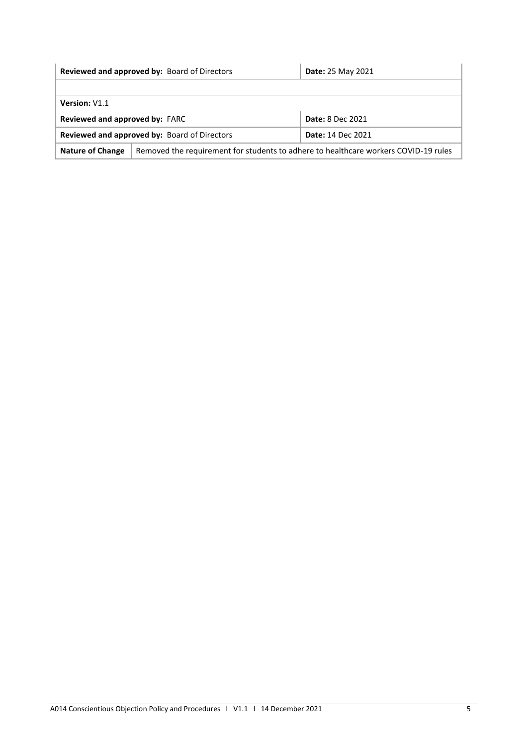| | | |
|---|---|---|
| **Reviewed and approved by:** Board of Directors | | **Date:** 25 May 2021 |
| | | |
| **Version:** V1.1 | | |
| **Reviewed and approved by:** FARC | | **Date:** 8 Dec 2021 |
| **Reviewed and approved by:** Board of Directors | | **Date:** 14 Dec 2021 |
| **Nature of Change** | Removed the requirement for students to adhere to healthcare workers COVID-19 rules | |